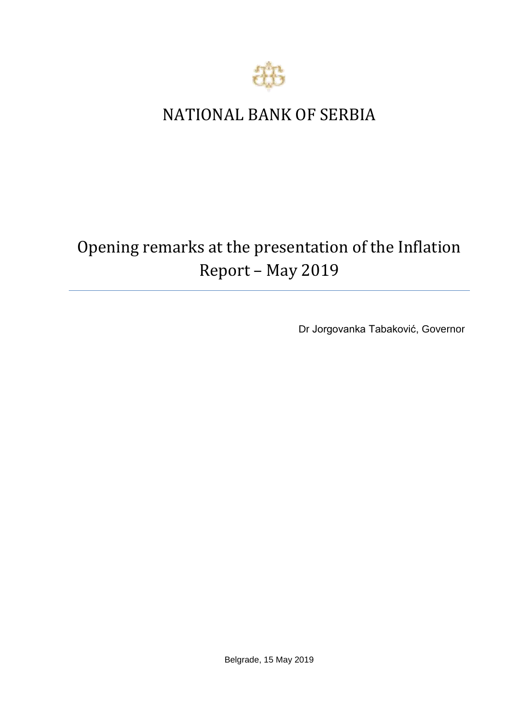# NATIONAL BANK OF SERBIA

## Opening remarks at the presentation of the Inflation Report – May 2019

Dr Jorgovanka Tabaković, Governor

Belgrade, 15 May 2019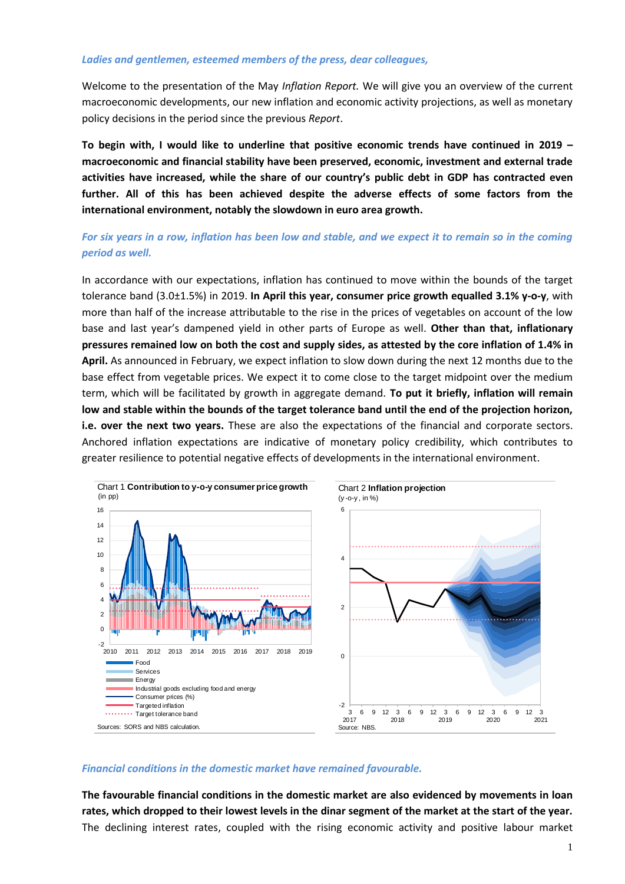*Ladies and gentlemen, esteemed members of the press, dear colleagues,*

Welcome to the presentation of the May *Inflation Report.* We will give you an overview of the current macroeconomic developments, our new inflation and economic activity projections, as well as monetary policy decisions in the period since the previous *Report*.

**To begin with, I would like to underline that positive economic trends have continued in 2019 – macroeconomic and financial stability have been preserved, economic, investment and external trade activities have increased, while the share of our country's public debt in GDP has contracted even further. All of this has been achieved despite the adverse effects of some factors from the international environment, notably the slowdown in euro area growth.**

***For six years in a row, inflation has been low and stable, and we expect it to remain so in the coming period as well.***

In accordance with our expectations, inflation has continued to move within the bounds of the target tolerance band (3.0±1.5%) in 2019. **In April this year, consumer price growth equalled 3.1% y-o-y**, with more than half of the increase attributable to the rise in the prices of vegetables on account of the low base and last year's dampened yield in other parts of Europe as well. **Other than that, inflationary pressures remained low on both the cost and supply sides, as attested by the core inflation of 1.4% in April.** As announced in February, we expect inflation to slow down during the next 12 months due to the base effect from vegetable prices. We expect it to come close to the target midpoint over the medium term, which will be facilitated by growth in aggregate demand. **To put it briefly, inflation will remain low and stable within the bounds of the target tolerance band until the end of the projection horizon, i.e. over the next two years.** These are also the expectations of the financial and corporate sectors. Anchored inflation expectations are indicative of monetary policy credibility, which contributes to greater resilience to potential negative effects of developments in the international environment.

Chart 1 **Contribution to y-o-y consumer price growth**
(in pp)

Food; Services; Energy; Industrial goods excluding food and energy; Consumer prices (%); Targeted inflation; Target tolerance band

Sources: SORS and NBS calculation.

Chart 2 **Inflation projection**
(y-o-y, in %)

Source: NBS.

***Financial conditions in the domestic market have remained favourable.***

**The favourable financial conditions in the domestic market are also evidenced by movements in loan rates, which dropped to their lowest levels in the dinar segment of the market at the start of the year.** The declining interest rates, coupled with the rising economic activity and positive labour market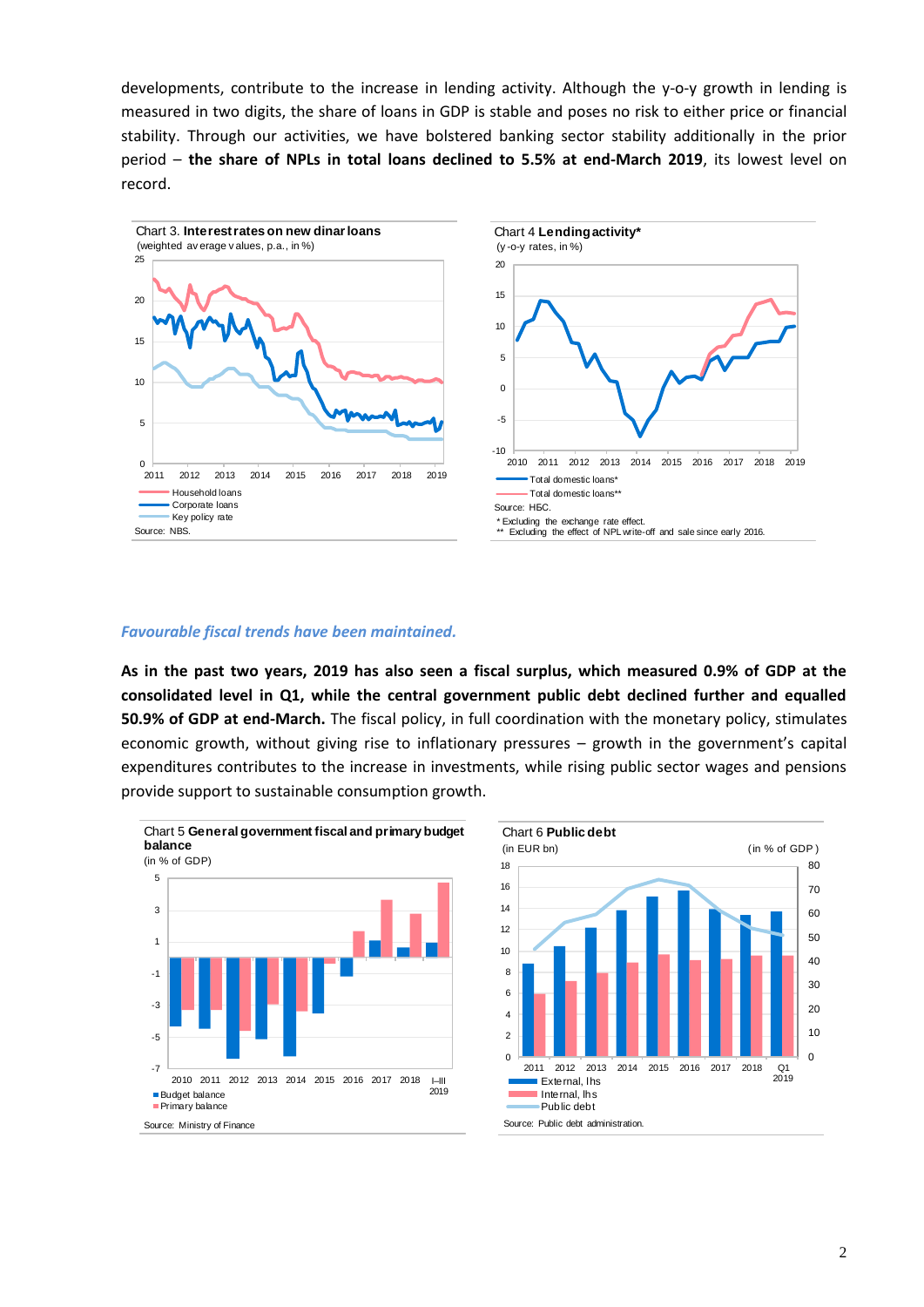developments, contribute to the increase in lending activity. Although the y-o-y growth in lending is measured in two digits, the share of loans in GDP is stable and poses no risk to either price or financial stability. Through our activities, we have bolstered banking sector stability additionally in the prior period – **the share of NPLs in total loans declined to 5.5% at end-March 2019**, its lowest level on record.

Chart 3. **Interest rates on new dinar loans**
(weighted average values, p.a., in %)

Household loans
Corporate loans
Key policy rate

Source: NBS.

Chart 4 **Lending activity***
(y-o-y rates, in %)

Total domestic loans*
Total domestic loans**

Source: НБС.

* Excluding the exchange rate effect.
** Excluding the effect of NPL write-off and sale since early 2016.

*Favourable fiscal trends have been maintained.*

**As in the past two years, 2019 has also seen a fiscal surplus, which measured 0.9% of GDP at the consolidated level in Q1, while the central government public debt declined further and equalled 50.9% of GDP at end-March.** The fiscal policy, in full coordination with the monetary policy, stimulates economic growth, without giving rise to inflationary pressures – growth in the government's capital expenditures contributes to the increase in investments, while rising public sector wages and pensions provide support to sustainable consumption growth.

Chart 5 **General government fiscal and primary budget balance**
(in % of GDP)

Budget balance
Primary balance

Source: Ministry of Finance

Chart 6 **Public debt**
(in EUR bn) (in % of GDP)

External, lhs
Internal, lhs
Public debt

Source: Public debt administration.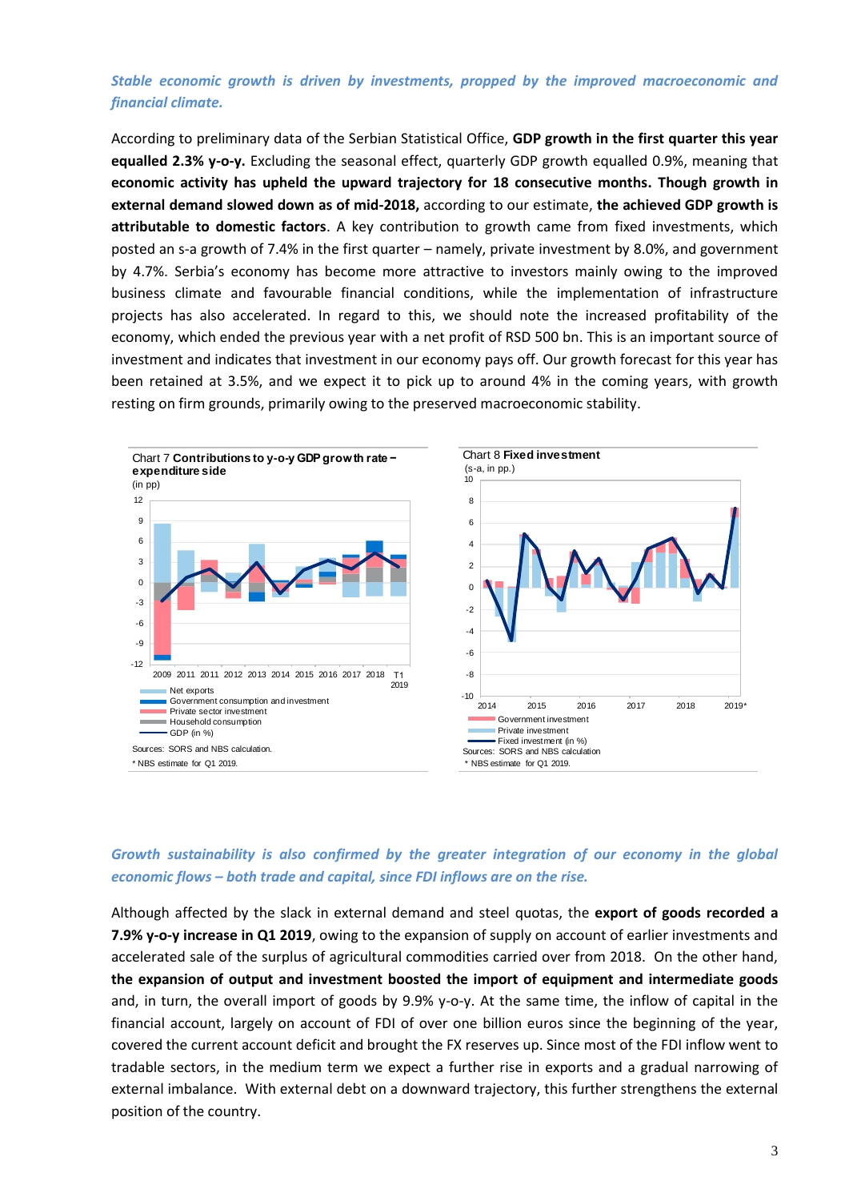*Stable economic growth is driven by investments, propped by the improved macroeconomic and financial climate.*

According to preliminary data of the Serbian Statistical Office, **GDP growth in the first quarter this year equalled 2.3% y-o-y.** Excluding the seasonal effect, quarterly GDP growth equalled 0.9%, meaning that **economic activity has upheld the upward trajectory for 18 consecutive months. Though growth in external demand slowed down as of mid-2018,** according to our estimate, **the achieved GDP growth is attributable to domestic factors**. A key contribution to growth came from fixed investments, which posted an s-a growth of 7.4% in the first quarter – namely, private investment by 8.0%, and government by 4.7%. Serbia's economy has become more attractive to investors mainly owing to the improved business climate and favourable financial conditions, while the implementation of infrastructure projects has also accelerated. In regard to this, we should note the increased profitability of the economy, which ended the previous year with a net profit of RSD 500 bn. This is an important source of investment and indicates that investment in our economy pays off. Our growth forecast for this year has been retained at 3.5%, and we expect it to pick up to around 4% in the coming years, with growth resting on firm grounds, primarily owing to the preserved macroeconomic stability.

Chart 7 **Contributions to y-o-y GDP growth rate – expenditure side**
(in pp)

Net exports; Government consumption and investment; Private sector investment; Household consumption; GDP (in %)

Sources: SORS and NBS calculation.
\* NBS estimate for Q1 2019.

Chart 8 **Fixed investment**
(s-a, in pp.)

Government investment; Private investment; Fixed investment (in %)

Sources: SORS and NBS calculation
\* NBS estimate for Q1 2019.

*Growth sustainability is also confirmed by the greater integration of our economy in the global economic flows – both trade and capital, since FDI inflows are on the rise.*

Although affected by the slack in external demand and steel quotas, the **export of goods recorded a 7.9% y-o-y increase in Q1 2019**, owing to the expansion of supply on account of earlier investments and accelerated sale of the surplus of agricultural commodities carried over from 2018. On the other hand, **the expansion of output and investment boosted the import of equipment and intermediate goods** and, in turn, the overall import of goods by 9.9% y-o-y. At the same time, the inflow of capital in the financial account, largely on account of FDI of over one billion euros since the beginning of the year, covered the current account deficit and brought the FX reserves up. Since most of the FDI inflow went to tradable sectors, in the medium term we expect a further rise in exports and a gradual narrowing of external imbalance. With external debt on a downward trajectory, this further strengthens the external position of the country.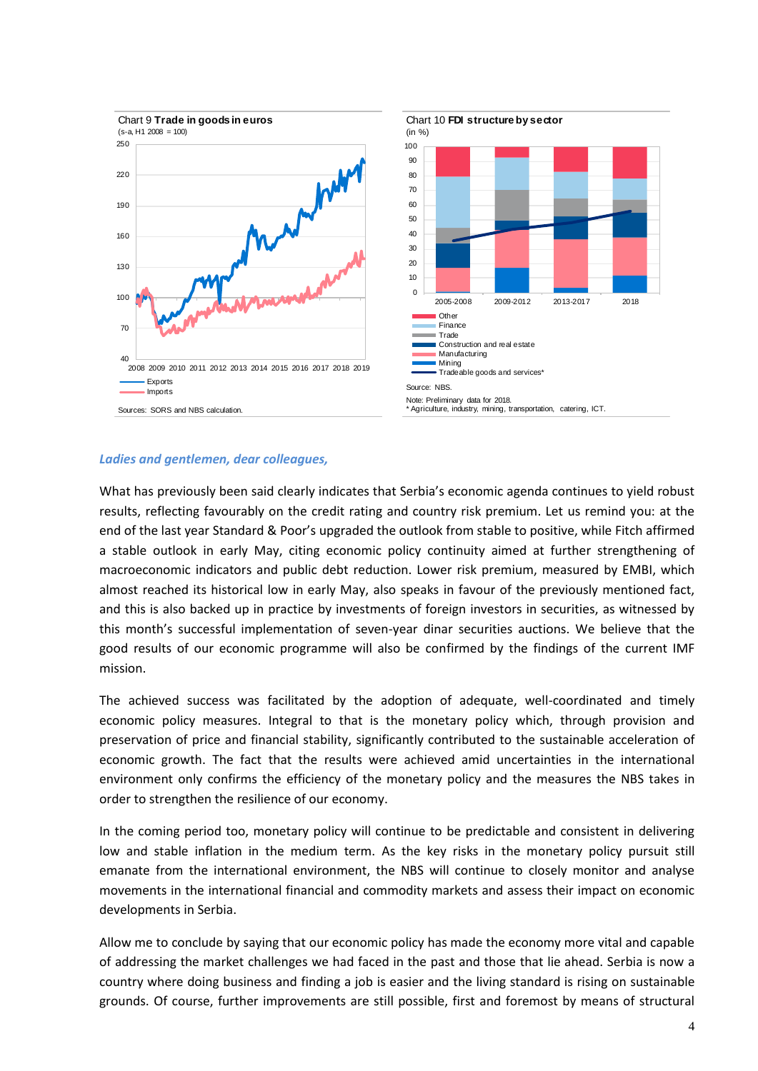Chart 9 **Trade in goods in euros**
(s-a, H1 2008 = 100)

Sources: SORS and NBS calculation.

Chart 10 **FDI structure by sector**
(in %)

Source: NBS.

Note: Preliminary data for 2018.
* Agriculture, industry, mining, transportation, catering, ICT.

***Ladies and gentlemen, dear colleagues,***

What has previously been said clearly indicates that Serbia's economic agenda continues to yield robust results, reflecting favourably on the credit rating and country risk premium. Let us remind you: at the end of the last year Standard & Poor's upgraded the outlook from stable to positive, while Fitch affirmed a stable outlook in early May, citing economic policy continuity aimed at further strengthening of macroeconomic indicators and public debt reduction. Lower risk premium, measured by EMBI, which almost reached its historical low in early May, also speaks in favour of the previously mentioned fact, and this is also backed up in practice by investments of foreign investors in securities, as witnessed by this month's successful implementation of seven-year dinar securities auctions. We believe that the good results of our economic programme will also be confirmed by the findings of the current IMF mission.

The achieved success was facilitated by the adoption of adequate, well-coordinated and timely economic policy measures. Integral to that is the monetary policy which, through provision and preservation of price and financial stability, significantly contributed to the sustainable acceleration of economic growth. The fact that the results were achieved amid uncertainties in the international environment only confirms the efficiency of the monetary policy and the measures the NBS takes in order to strengthen the resilience of our economy.

In the coming period too, monetary policy will continue to be predictable and consistent in delivering low and stable inflation in the medium term. As the key risks in the monetary policy pursuit still emanate from the international environment, the NBS will continue to closely monitor and analyse movements in the international financial and commodity markets and assess their impact on economic developments in Serbia.

Allow me to conclude by saying that our economic policy has made the economy more vital and capable of addressing the market challenges we had faced in the past and those that lie ahead. Serbia is now a country where doing business and finding a job is easier and the living standard is rising on sustainable grounds. Of course, further improvements are still possible, first and foremost by means of structural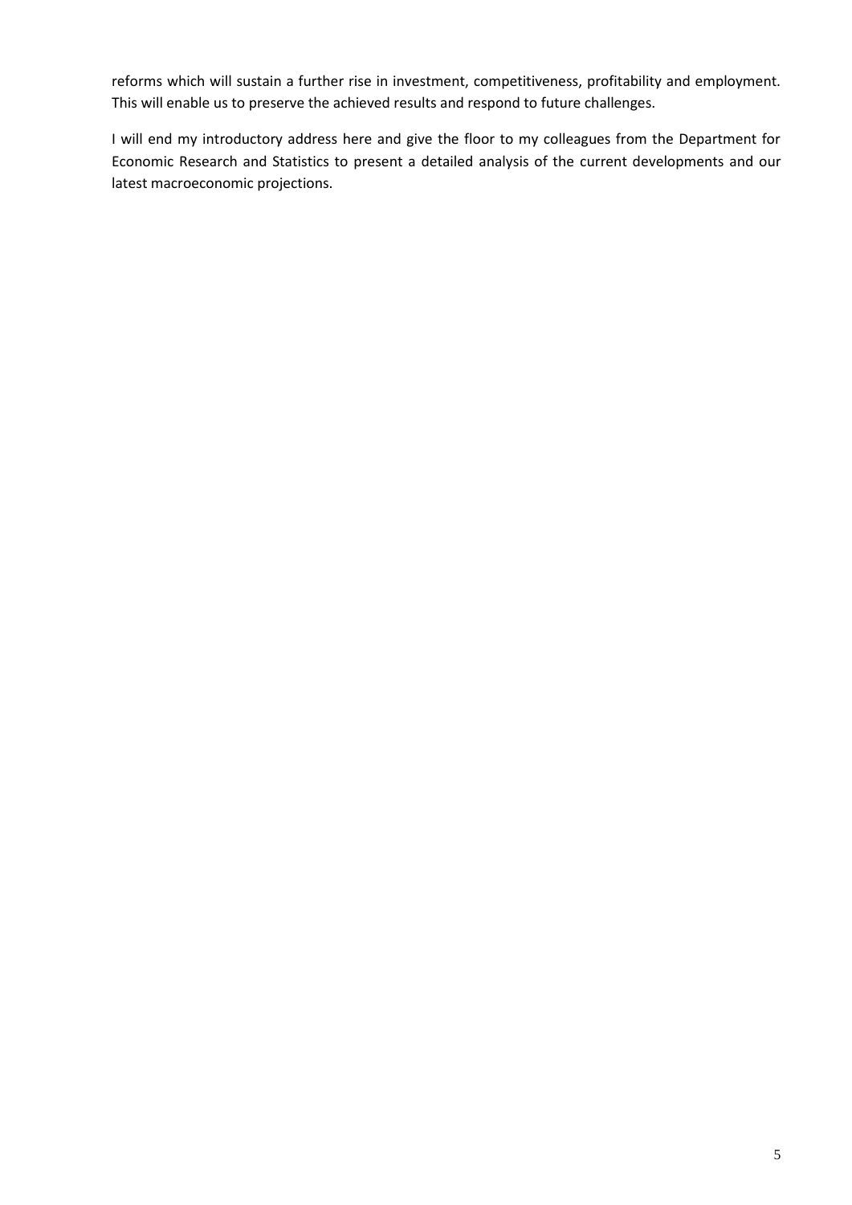reforms which will sustain a further rise in investment, competitiveness, profitability and employment. This will enable us to preserve the achieved results and respond to future challenges.

I will end my introductory address here and give the floor to my colleagues from the Department for Economic Research and Statistics to present a detailed analysis of the current developments and our latest macroeconomic projections.